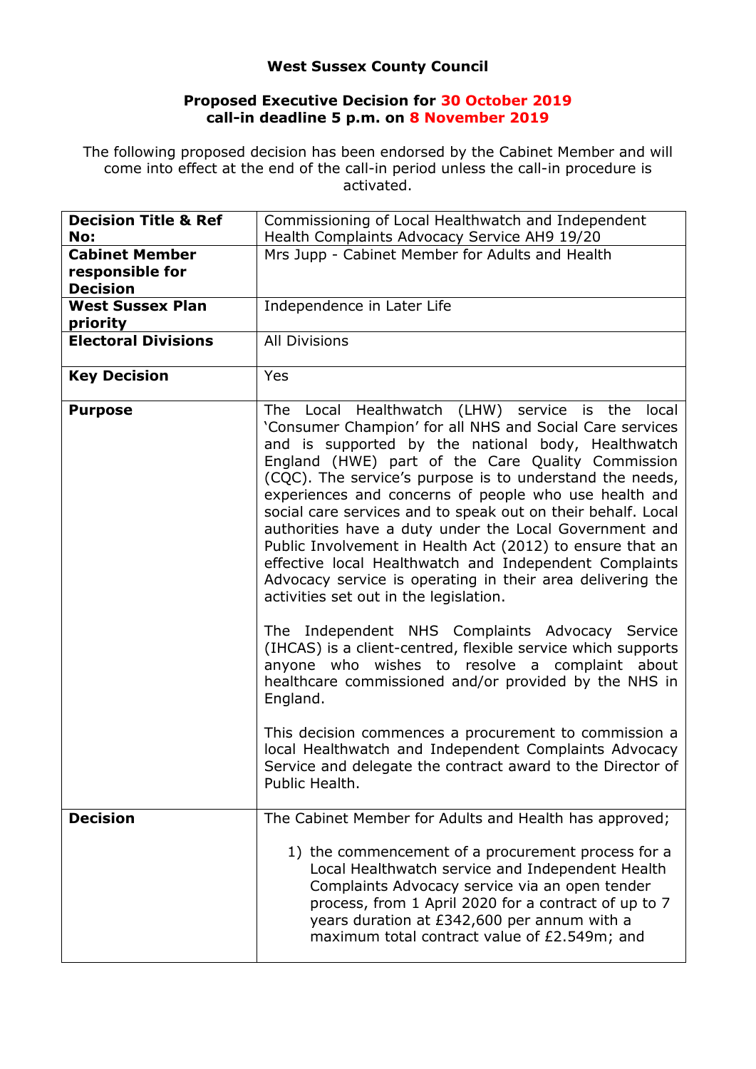**West Sussex County Council**

**Proposed Executive Decision for 30 October 2019**
**call-in deadline 5 p.m. on 8 November 2019**

The following proposed decision has been endorsed by the Cabinet Member and will come into effect at the end of the call-in period unless the call-in procedure is activated.

| | |
|---|---|
| **Decision Title & Ref No:** | Commissioning of Local Healthwatch and Independent Health Complaints Advocacy Service AH9 19/20 |
| **Cabinet Member responsible for Decision** | Mrs Jupp - Cabinet Member for Adults and Health |
| **West Sussex Plan priority** | Independence in Later Life |
| **Electoral Divisions** | All Divisions |
| **Key Decision** | Yes |
| **Purpose** | The Local Healthwatch (LHW) service is the local 'Consumer Champion' for all NHS and Social Care services and is supported by the national body, Healthwatch England (HWE) part of the Care Quality Commission (CQC). The service's purpose is to understand the needs, experiences and concerns of people who use health and social care services and to speak out on their behalf. Local authorities have a duty under the Local Government and Public Involvement in Health Act (2012) to ensure that an effective local Healthwatch and Independent Complaints Advocacy service is operating in their area delivering the activities set out in the legislation.<br><br>The Independent NHS Complaints Advocacy Service (IHCAS) is a client-centred, flexible service which supports anyone who wishes to resolve a complaint about healthcare commissioned and/or provided by the NHS in England.<br><br>This decision commences a procurement to commission a local Healthwatch and Independent Complaints Advocacy Service and delegate the contract award to the Director of Public Health. |
| **Decision** | The Cabinet Member for Adults and Health has approved;<br><br>1) the commencement of a procurement process for a Local Healthwatch service and Independent Health Complaints Advocacy service via an open tender process, from 1 April 2020 for a contract of up to 7 years duration at £342,600 per annum with a maximum total contract value of £2.549m; and |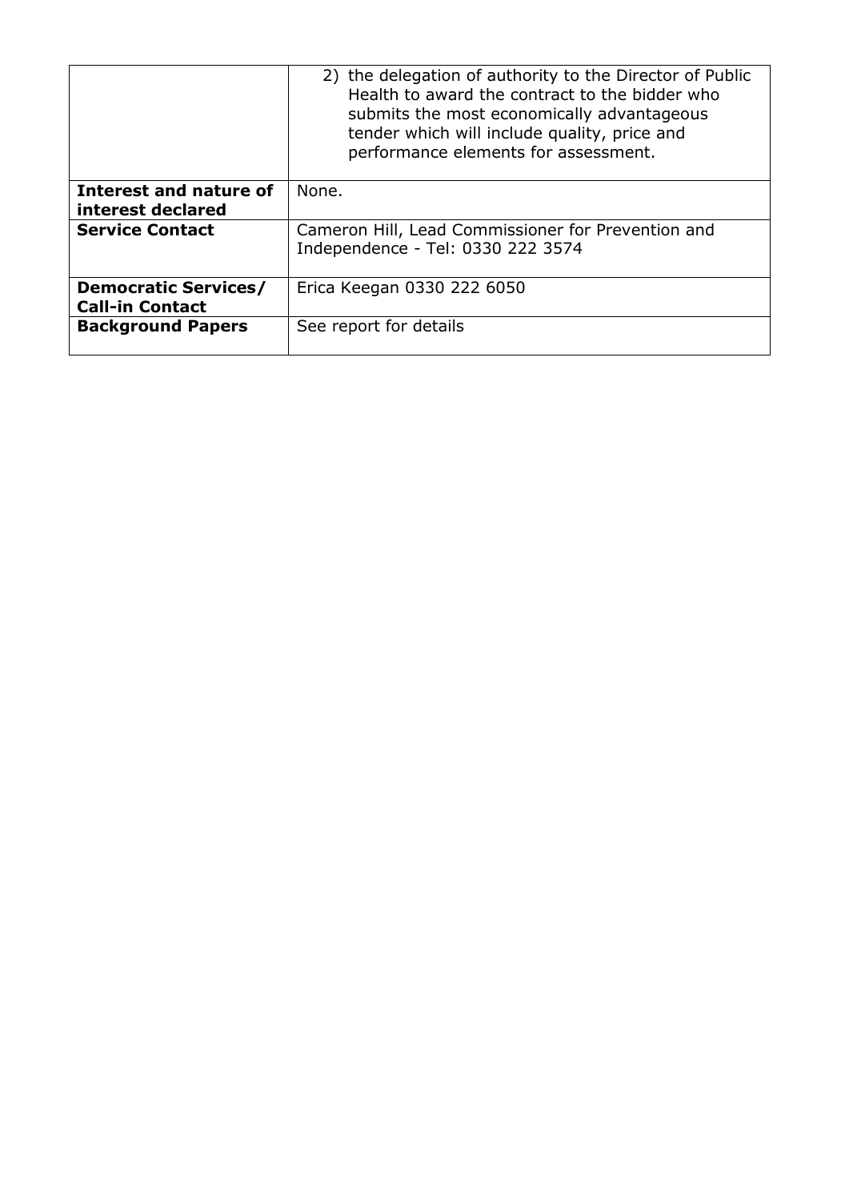| | |
|---|---|
| | 2) the delegation of authority to the Director of Public Health to award the contract to the bidder who submits the most economically advantageous tender which will include quality, price and performance elements for assessment. |
| **Interest and nature of interest declared** | None. |
| **Service Contact** | Cameron Hill, Lead Commissioner for Prevention and Independence - Tel: 0330 222 3574 |
| **Democratic Services/ Call-in Contact** | Erica Keegan 0330 222 6050 |
| **Background Papers** | See report for details |